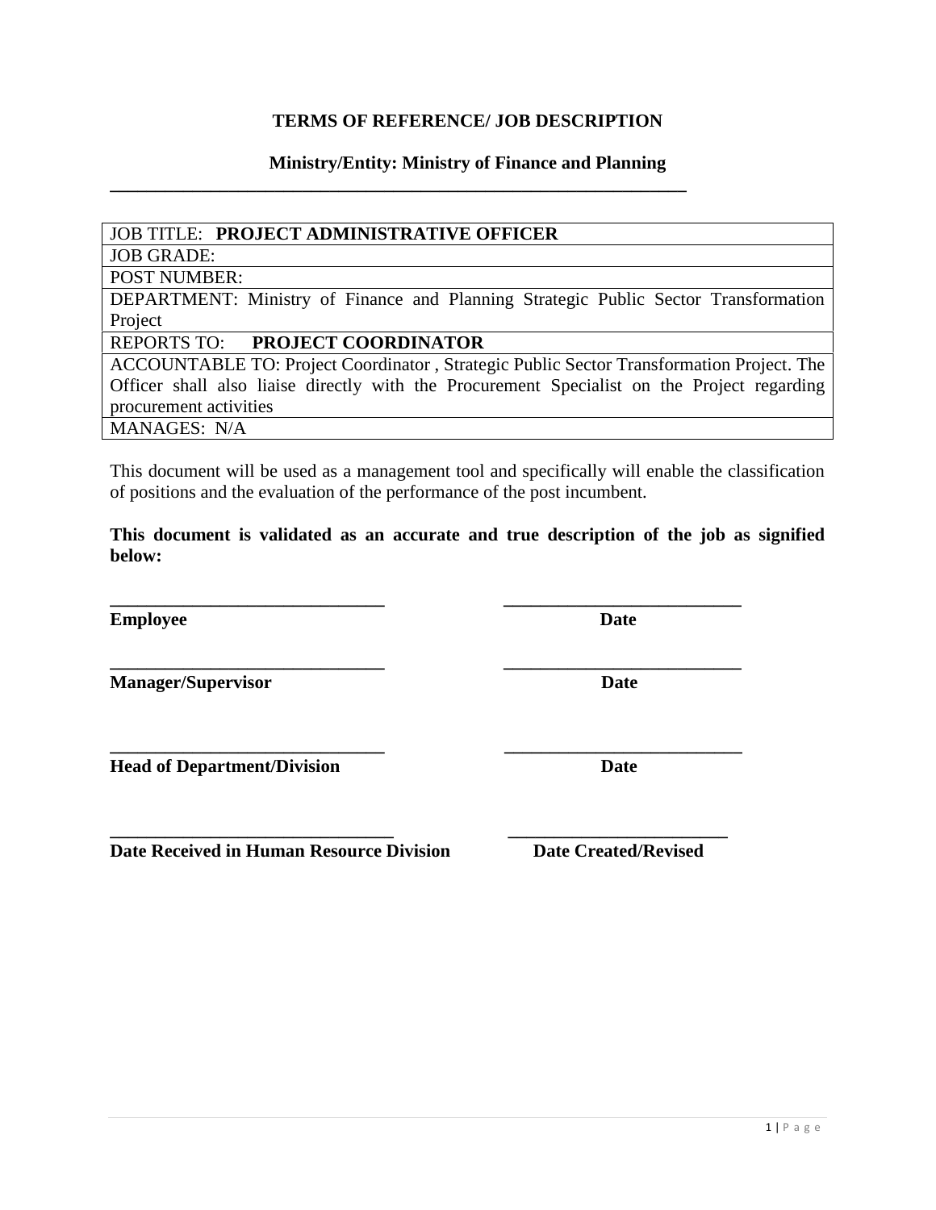**TERMS OF REFERENCE/ JOB DESCRIPTION**

**Ministry/Entity: Ministry of Finance and Planning**

| JOB TITLE: **PROJECT ADMINISTRATIVE OFFICER** |
|---|
| JOB GRADE: |
| POST NUMBER: |
| DEPARTMENT: Ministry of Finance and Planning Strategic Public Sector Transformation Project |
| REPORTS TO: **PROJECT COORDINATOR** |
| ACCOUNTABLE TO: Project Coordinator , Strategic Public Sector Transformation Project. The Officer shall also liaise directly with the Procurement Specialist on the Project regarding procurement activities |
| MANAGES: N/A |

This document will be used as a management tool and specifically will enable the classification of positions and the evaluation of the performance of the post incumbent.

**This document is validated as an accurate and true description of the job as signified below:**

______________________________ ______________________________
**Employee** **Date**

______________________________ ______________________________
**Manager/Supervisor** **Date**

______________________________ ______________________________
**Head of Department/Division** **Date**

______________________________ ______________________________
**Date Received in Human Resource Division** **Date Created/Revised**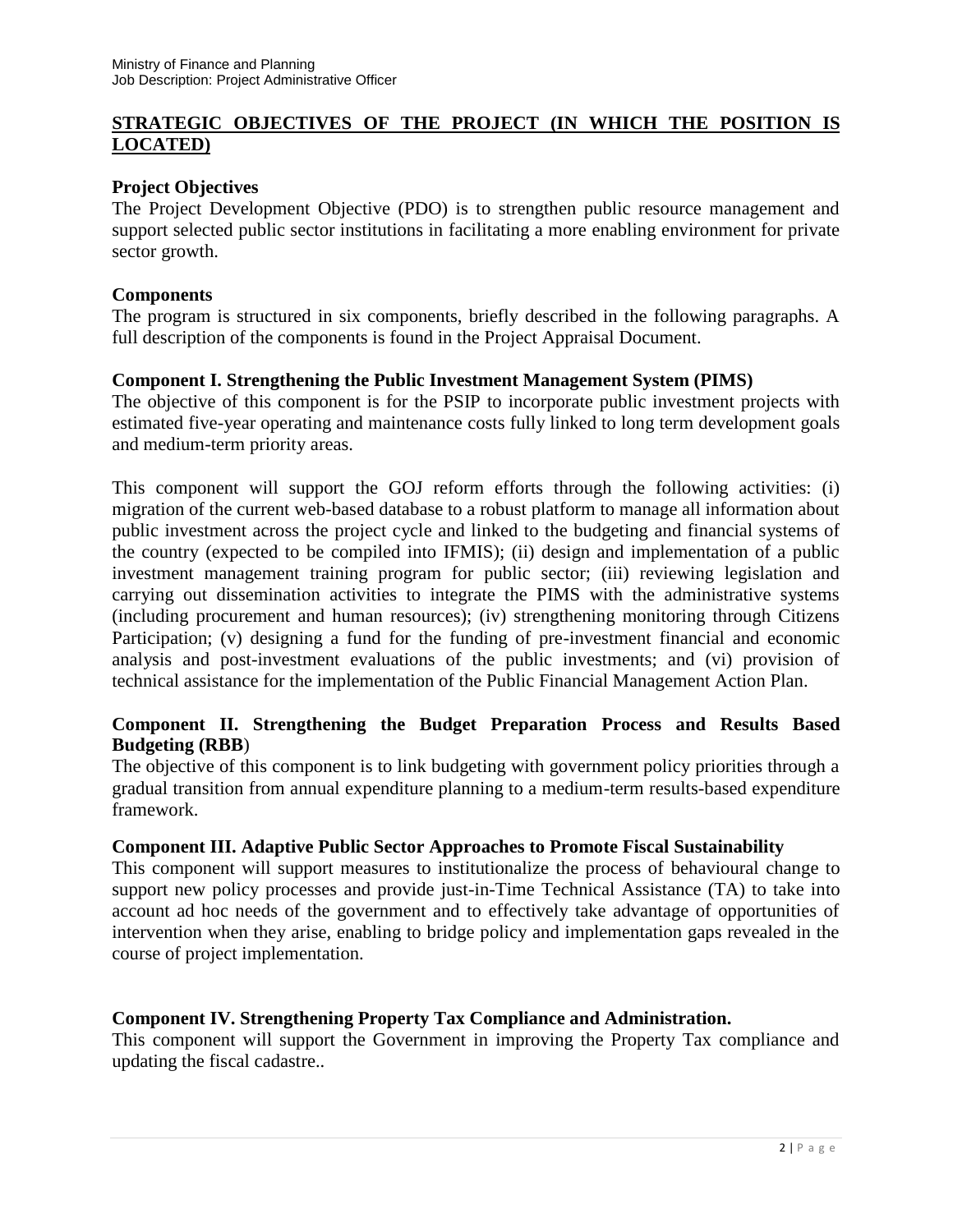## STRATEGIC OBJECTIVES OF THE PROJECT (IN WHICH THE POSITION IS LOCATED)

### Project Objectives

The Project Development Objective (PDO) is to strengthen public resource management and support selected public sector institutions in facilitating a more enabling environment for private sector growth.

### Components

The program is structured in six components, briefly described in the following paragraphs. A full description of the components is found in the Project Appraisal Document.

### Component I. Strengthening the Public Investment Management System (PIMS)

The objective of this component is for the PSIP to incorporate public investment projects with estimated five-year operating and maintenance costs fully linked to long term development goals and medium-term priority areas.

This component will support the GOJ reform efforts through the following activities: (i) migration of the current web-based database to a robust platform to manage all information about public investment across the project cycle and linked to the budgeting and financial systems of the country (expected to be compiled into IFMIS); (ii) design and implementation of a public investment management training program for public sector; (iii) reviewing legislation and carrying out dissemination activities to integrate the PIMS with the administrative systems (including procurement and human resources); (iv) strengthening monitoring through Citizens Participation; (v) designing a fund for the funding of pre-investment financial and economic analysis and post-investment evaluations of the public investments; and (vi) provision of technical assistance for the implementation of the Public Financial Management Action Plan.

### Component II. Strengthening the Budget Preparation Process and Results Based Budgeting (RBB)

The objective of this component is to link budgeting with government policy priorities through a gradual transition from annual expenditure planning to a medium-term results-based expenditure framework.

### Component III. Adaptive Public Sector Approaches to Promote Fiscal Sustainability

This component will support measures to institutionalize the process of behavioural change to support new policy processes and provide just-in-Time Technical Assistance (TA) to take into account ad hoc needs of the government and to effectively take advantage of opportunities of intervention when they arise, enabling to bridge policy and implementation gaps revealed in the course of project implementation.

### Component IV. Strengthening Property Tax Compliance and Administration.

This component will support the Government in improving the Property Tax compliance and updating the fiscal cadastre..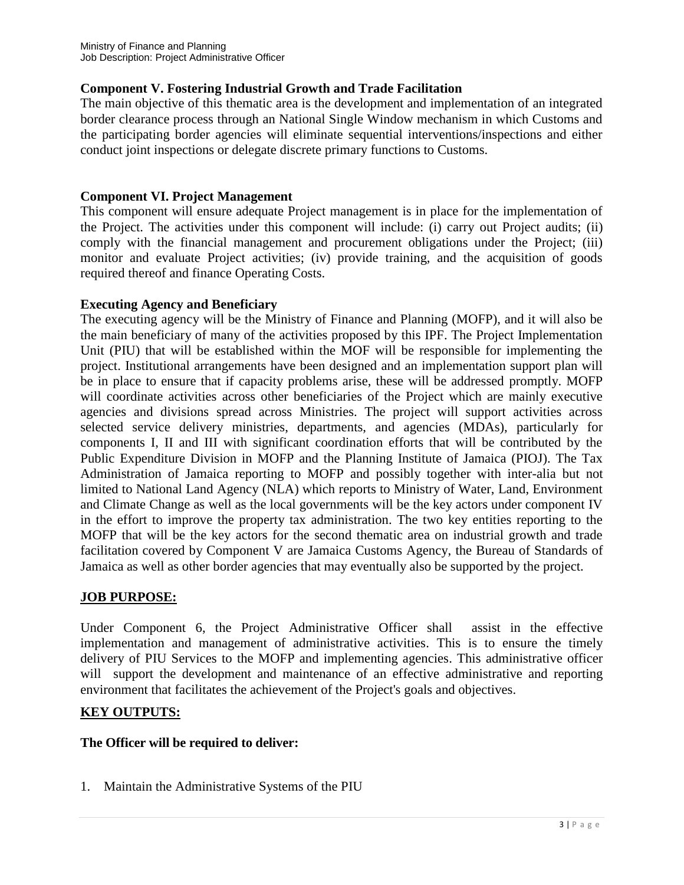**Component V. Fostering Industrial Growth and Trade Facilitation**

The main objective of this thematic area is the development and implementation of an integrated border clearance process through an National Single Window mechanism in which Customs and the participating border agencies will eliminate sequential interventions/inspections and either conduct joint inspections or delegate discrete primary functions to Customs.

**Component VI. Project Management**

This component will ensure adequate Project management is in place for the implementation of the Project. The activities under this component will include: (i) carry out Project audits; (ii) comply with the financial management and procurement obligations under the Project; (iii) monitor and evaluate Project activities; (iv) provide training, and the acquisition of goods required thereof and finance Operating Costs.

**Executing Agency and Beneficiary**

The executing agency will be the Ministry of Finance and Planning (MOFP), and it will also be the main beneficiary of many of the activities proposed by this IPF. The Project Implementation Unit (PIU) that will be established within the MOF will be responsible for implementing the project. Institutional arrangements have been designed and an implementation support plan will be in place to ensure that if capacity problems arise, these will be addressed promptly. MOFP will coordinate activities across other beneficiaries of the Project which are mainly executive agencies and divisions spread across Ministries. The project will support activities across selected service delivery ministries, departments, and agencies (MDAs), particularly for components I, II and III with significant coordination efforts that will be contributed by the Public Expenditure Division in MOFP and the Planning Institute of Jamaica (PIOJ). The Tax Administration of Jamaica reporting to MOFP and possibly together with inter-alia but not limited to National Land Agency (NLA) which reports to Ministry of Water, Land, Environment and Climate Change as well as the local governments will be the key actors under component IV in the effort to improve the property tax administration. The two key entities reporting to the MOFP that will be the key actors for the second thematic area on industrial growth and trade facilitation covered by Component V are Jamaica Customs Agency, the Bureau of Standards of Jamaica as well as other border agencies that may eventually also be supported by the project.

**JOB PURPOSE:**

Under Component 6, the Project Administrative Officer shall assist in the effective implementation and management of administrative activities. This is to ensure the timely delivery of PIU Services to the MOFP and implementing agencies. This administrative officer will support the development and maintenance of an effective administrative and reporting environment that facilitates the achievement of the Project's goals and objectives.

**KEY OUTPUTS:**

**The Officer will be required to deliver:**

1. Maintain the Administrative Systems of the PIU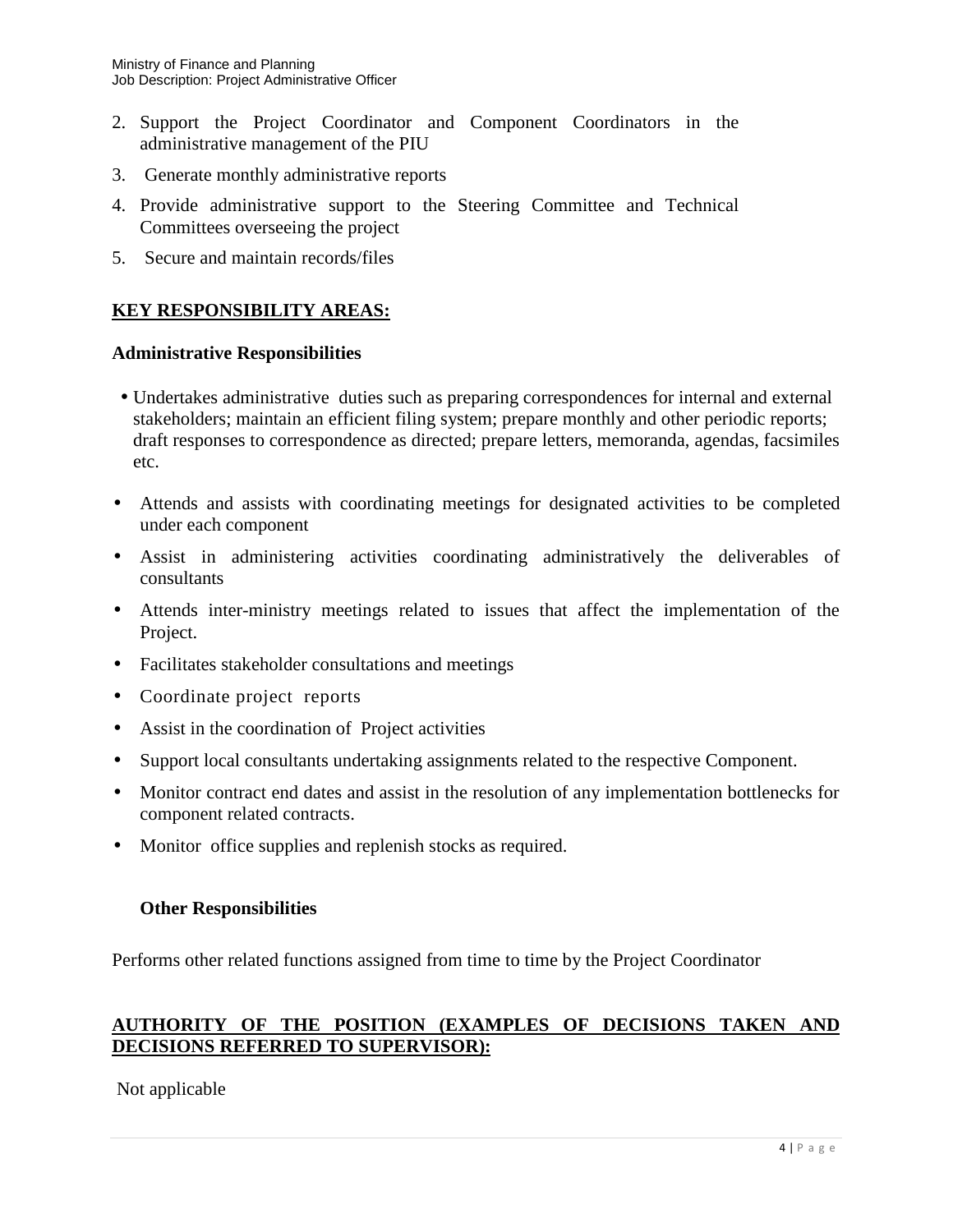2. Support the Project Coordinator and Component Coordinators in the administrative management of the PIU
3. Generate monthly administrative reports
4. Provide administrative support to the Steering Committee and Technical Committees overseeing the project
5. Secure and maintain records/files

## KEY RESPONSIBILITY AREAS:

### Administrative Responsibilities

- Undertakes administrative duties such as preparing correspondences for internal and external stakeholders; maintain an efficient filing system; prepare monthly and other periodic reports; draft responses to correspondence as directed; prepare letters, memoranda, agendas, facsimiles etc.
- Attends and assists with coordinating meetings for designated activities to be completed under each component
- Assist in administering activities coordinating administratively the deliverables of consultants
- Attends inter-ministry meetings related to issues that affect the implementation of the Project.
- Facilitates stakeholder consultations and meetings
- Coordinate project reports
- Assist in the coordination of Project activities
- Support local consultants undertaking assignments related to the respective Component.
- Monitor contract end dates and assist in the resolution of any implementation bottlenecks for component related contracts.
- Monitor office supplies and replenish stocks as required.

### Other Responsibilities

Performs other related functions assigned from time to time by the Project Coordinator

## AUTHORITY OF THE POSITION (EXAMPLES OF DECISIONS TAKEN AND DECISIONS REFERRED TO SUPERVISOR):

Not applicable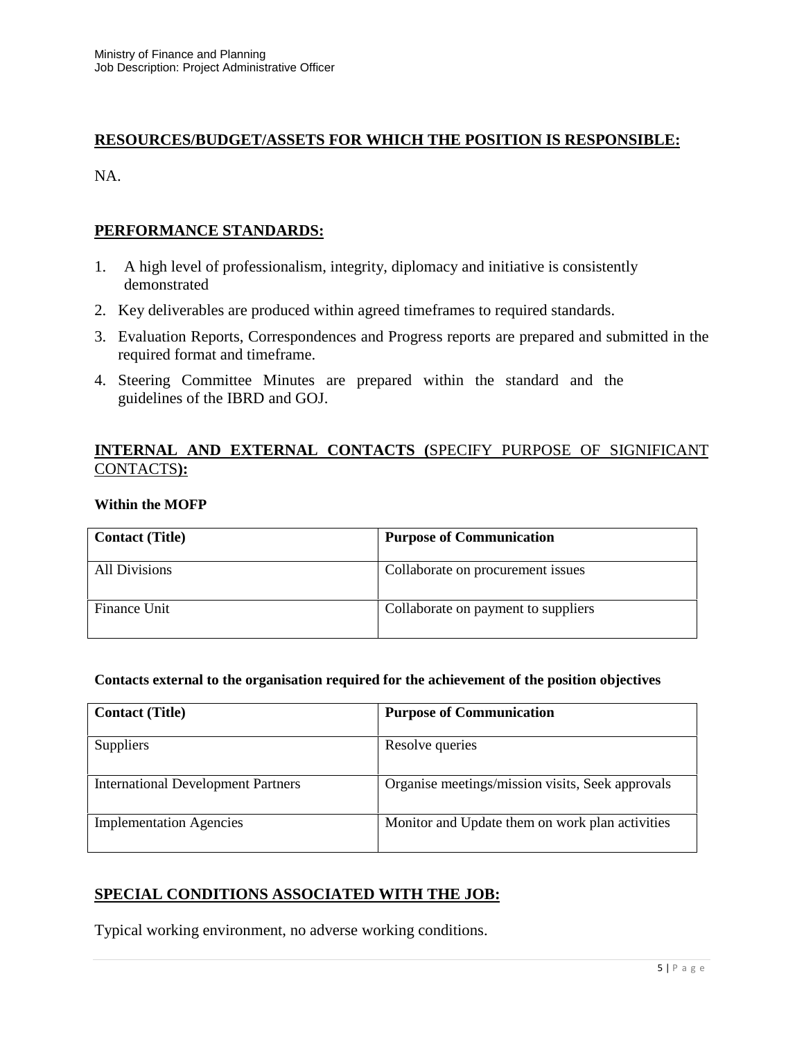## RESOURCES/BUDGET/ASSETS FOR WHICH THE POSITION IS RESPONSIBLE:

NA.

## PERFORMANCE STANDARDS:

1. A high level of professionalism, integrity, diplomacy and initiative is consistently demonstrated
2. Key deliverables are produced within agreed timeframes to required standards.
3. Evaluation Reports, Correspondences and Progress reports are prepared and submitted in the required format and timeframe.
4. Steering Committee Minutes are prepared within the standard and the guidelines of the IBRD and GOJ.

## INTERNAL AND EXTERNAL CONTACTS (SPECIFY PURPOSE OF SIGNIFICANT CONTACTS):

**Within the MOFP**

| Contact (Title) | Purpose of Communication |
|---|---|
| All Divisions | Collaborate on procurement issues |
| Finance Unit | Collaborate on payment to suppliers |

**Contacts external to the organisation required for the achievement of the position objectives**

| Contact (Title) | Purpose of Communication |
|---|---|
| Suppliers | Resolve queries |
| International Development Partners | Organise meetings/mission visits, Seek approvals |
| Implementation Agencies | Monitor and Update them on work plan activities |

## SPECIAL CONDITIONS ASSOCIATED WITH THE JOB:

Typical working environment, no adverse working conditions.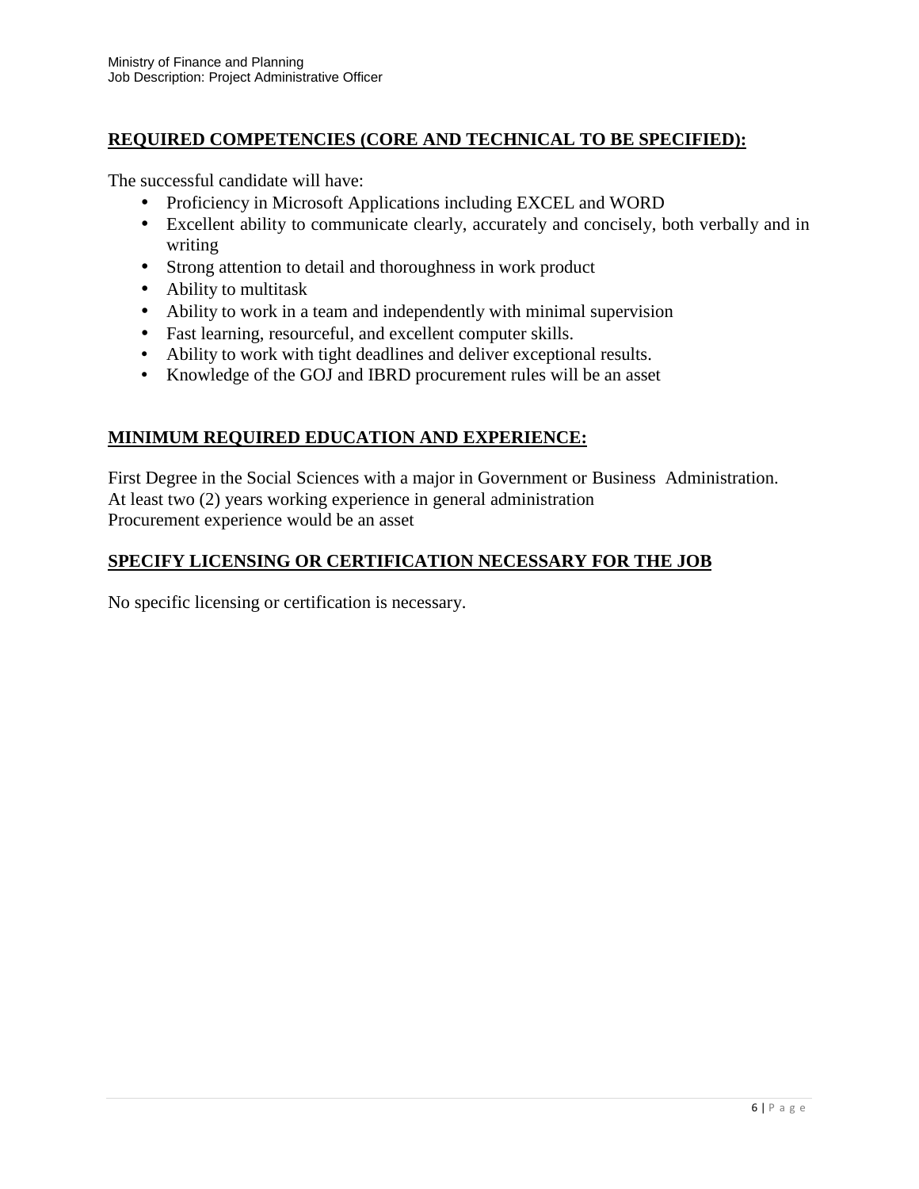## REQUIRED COMPETENCIES (CORE AND TECHNICAL TO BE SPECIFIED):

The successful candidate will have:

- Proficiency in Microsoft Applications including EXCEL and WORD
- Excellent ability to communicate clearly, accurately and concisely, both verbally and in writing
- Strong attention to detail and thoroughness in work product
- Ability to multitask
- Ability to work in a team and independently with minimal supervision
- Fast learning, resourceful, and excellent computer skills.
- Ability to work with tight deadlines and deliver exceptional results.
- Knowledge of the GOJ and IBRD procurement rules will be an asset

## MINIMUM REQUIRED EDUCATION AND EXPERIENCE:

First Degree in the Social Sciences with a major in Government or Business Administration.
At least two (2) years working experience in general administration
Procurement experience would be an asset

## SPECIFY LICENSING OR CERTIFICATION NECESSARY FOR THE JOB

No specific licensing or certification is necessary.